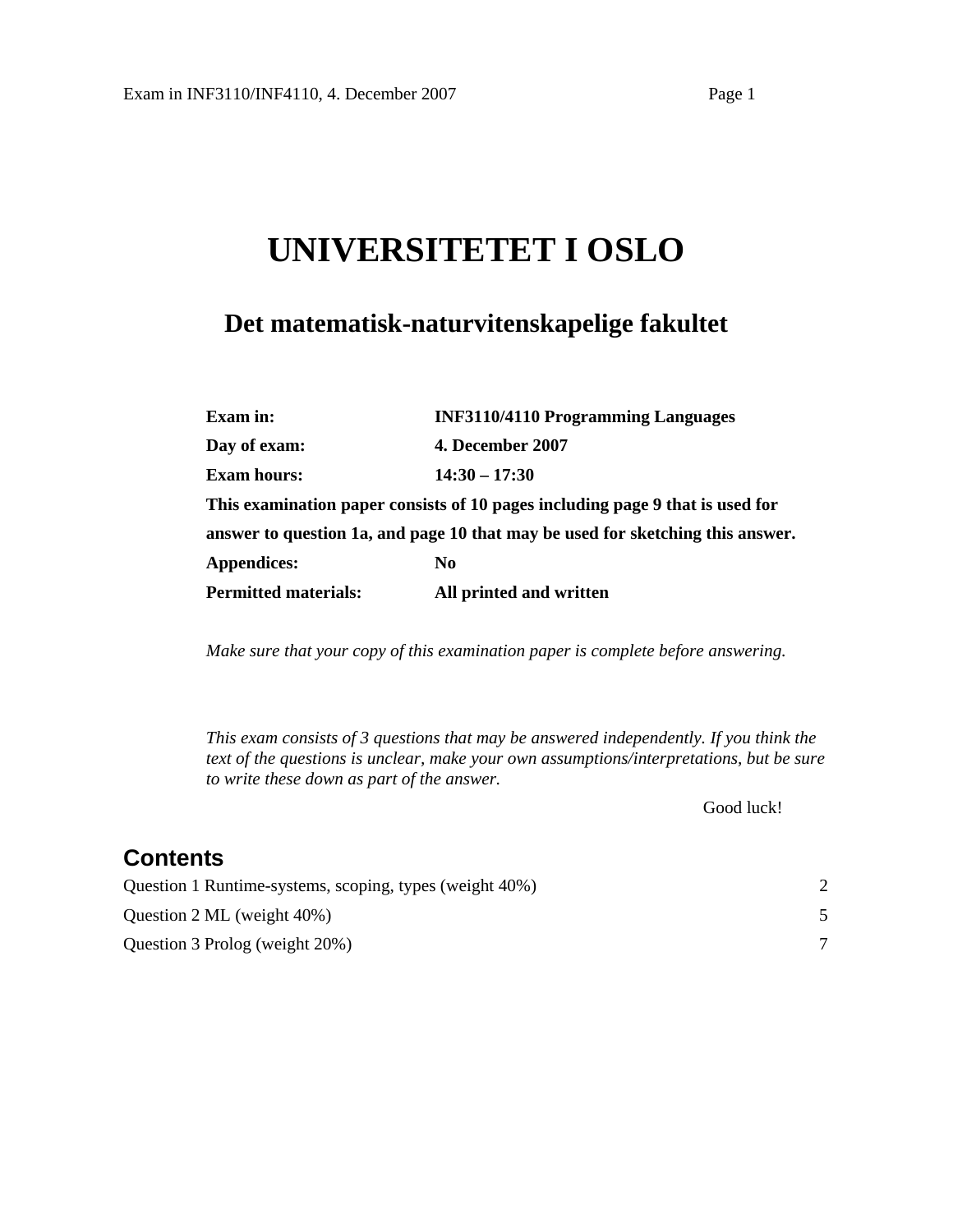# UNIVERSITETET I OSLO

## Det matematisk-naturvitenskapelige fakultet

**Exam in:** **INF3110/4110 Programming Languages**

**Day of exam:** **4. December 2007**

**Exam hours:** **14:30 – 17:30**

**This examination paper consists of 10 pages including page 9 that is used for answer to question 1a, and page 10 that may be used for sketching this answer.**

**Appendices:** **No**

**Permitted materials:** **All printed and written**

*Make sure that your copy of this examination paper is complete before answering.*

*This exam consists of 3 questions that may be answered independently. If you think the text of the questions is unclear, make your own assumptions/interpretations, but be sure to write these down as part of the answer.*

Good luck!

## Contents

Question 1 Runtime-systems, scoping, types (weight 40%) 2

Question 2 ML (weight 40%) 5

Question 3 Prolog (weight 20%) 7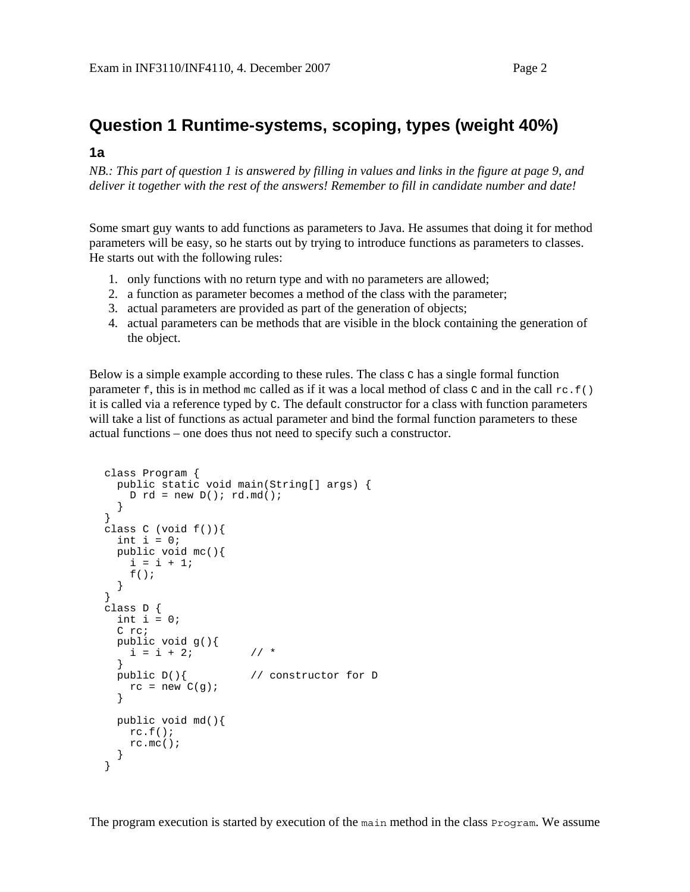## Question 1 Runtime-systems, scoping, types (weight 40%)

### 1a

*NB.: This part of question 1 is answered by filling in values and links in the figure at page 9, and deliver it together with the rest of the answers! Remember to fill in candidate number and date!*

Some smart guy wants to add functions as parameters to Java. He assumes that doing it for method parameters will be easy, so he starts out by trying to introduce functions as parameters to classes. He starts out with the following rules:

1. only functions with no return type and with no parameters are allowed;
2. a function as parameter becomes a method of the class with the parameter;
3. actual parameters are provided as part of the generation of objects;
4. actual parameters can be methods that are visible in the block containing the generation of the object.

Below is a simple example according to these rules. The class `C` has a single formal function parameter `f`, this is in method `mc` called as if it was a local method of class `C` and in the call `rc.f()` it is called via a reference typed by `C`. The default constructor for a class with function parameters will take a list of functions as actual parameter and bind the formal function parameters to these actual functions – one does thus not need to specify such a constructor.

```
class Program {
  public static void main(String[] args) {
    D rd = new D(); rd.md();
  }
}
class C (void f()){
  int i = 0;
  public void mc(){
    i = i + 1;
    f();
  }
}
class D {
  int i = 0;
  C rc;
  public void g(){
    i = i + 2;          // *
  }
  public D(){           // constructor for D
    rc = new C(g);
  }

  public void md(){
    rc.f();
    rc.mc();
  }
}
```

The program execution is started by execution of the `main` method in the class `Program`. We assume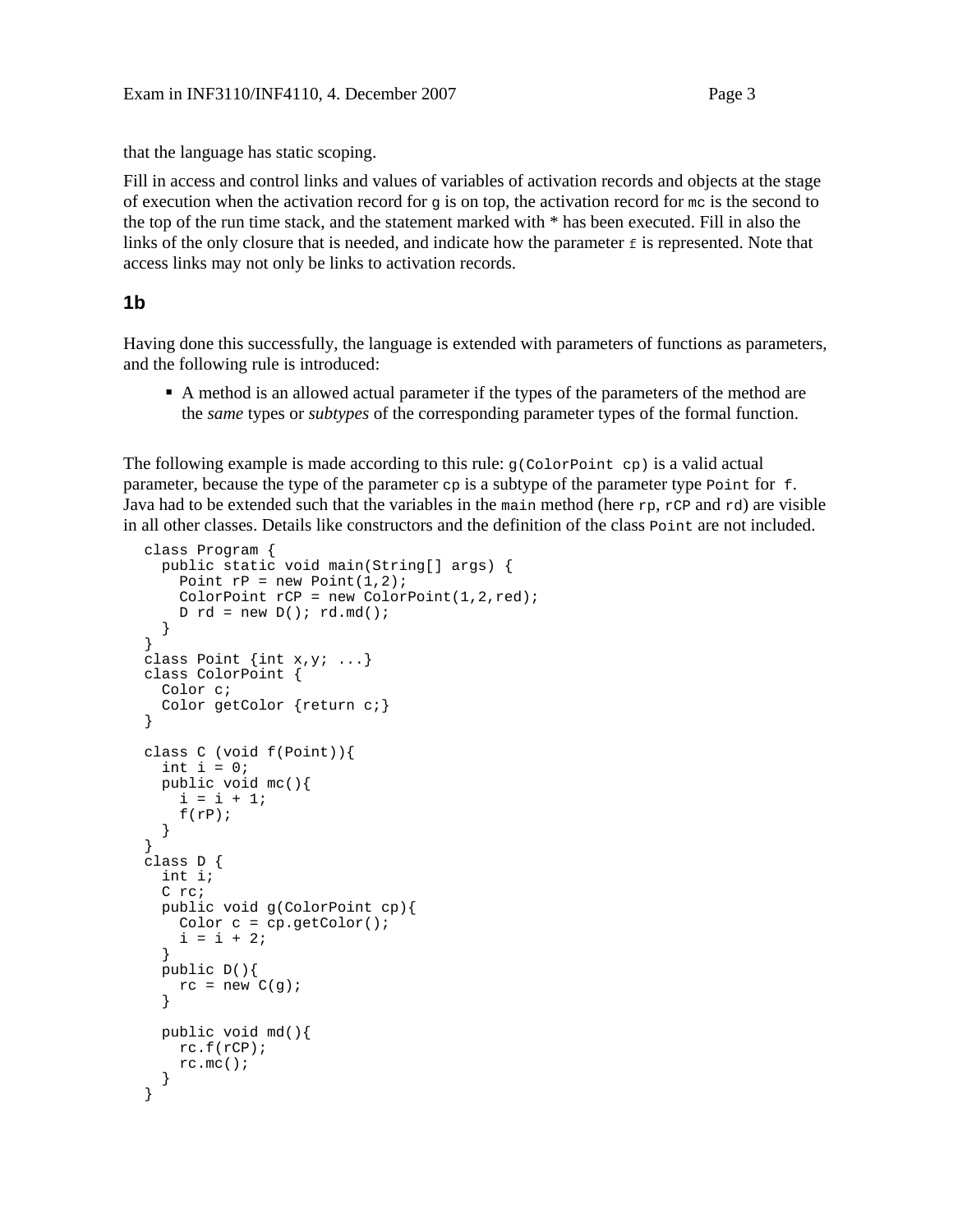that the language has static scoping.

Fill in access and control links and values of variables of activation records and objects at the stage of execution when the activation record for `g` is on top, the activation record for `mc` is the second to the top of the run time stack, and the statement marked with * has been executed. Fill in also the links of the only closure that is needed, and indicate how the parameter `f` is represented. Note that access links may not only be links to activation records.

### 1b

Having done this successfully, the language is extended with parameters of functions as parameters, and the following rule is introduced:

- A method is an allowed actual parameter if the types of the parameters of the method are the *same* types or *subtypes* of the corresponding parameter types of the formal function.

The following example is made according to this rule: `g(ColorPoint cp)` is a valid actual parameter, because the type of the parameter `cp` is a subtype of the parameter type `Point` for `f`. Java had to be extended such that the variables in the `main` method (here `rp`, `rCP` and `rd`) are visible in all other classes. Details like constructors and the definition of the class `Point` are not included.

```
class Program {
  public static void main(String[] args) {
    Point rP = new Point(1,2);
    ColorPoint rCP = new ColorPoint(1,2,red);
    D rd = new D(); rd.md();
  }
}
class Point {int x,y; ...}
class ColorPoint {
  Color c;
  Color getColor {return c;}
}

class C (void f(Point)){
  int i = 0;
  public void mc(){
    i = i + 1;
    f(rP);
  }
}
class D {
  int i;
  C rc;
  public void g(ColorPoint cp){
    Color c = cp.getColor();
    i = i + 2;
  }
  public D(){
    rc = new C(g);
  }

  public void md(){
    rc.f(rCP);
    rc.mc();
  }
}
```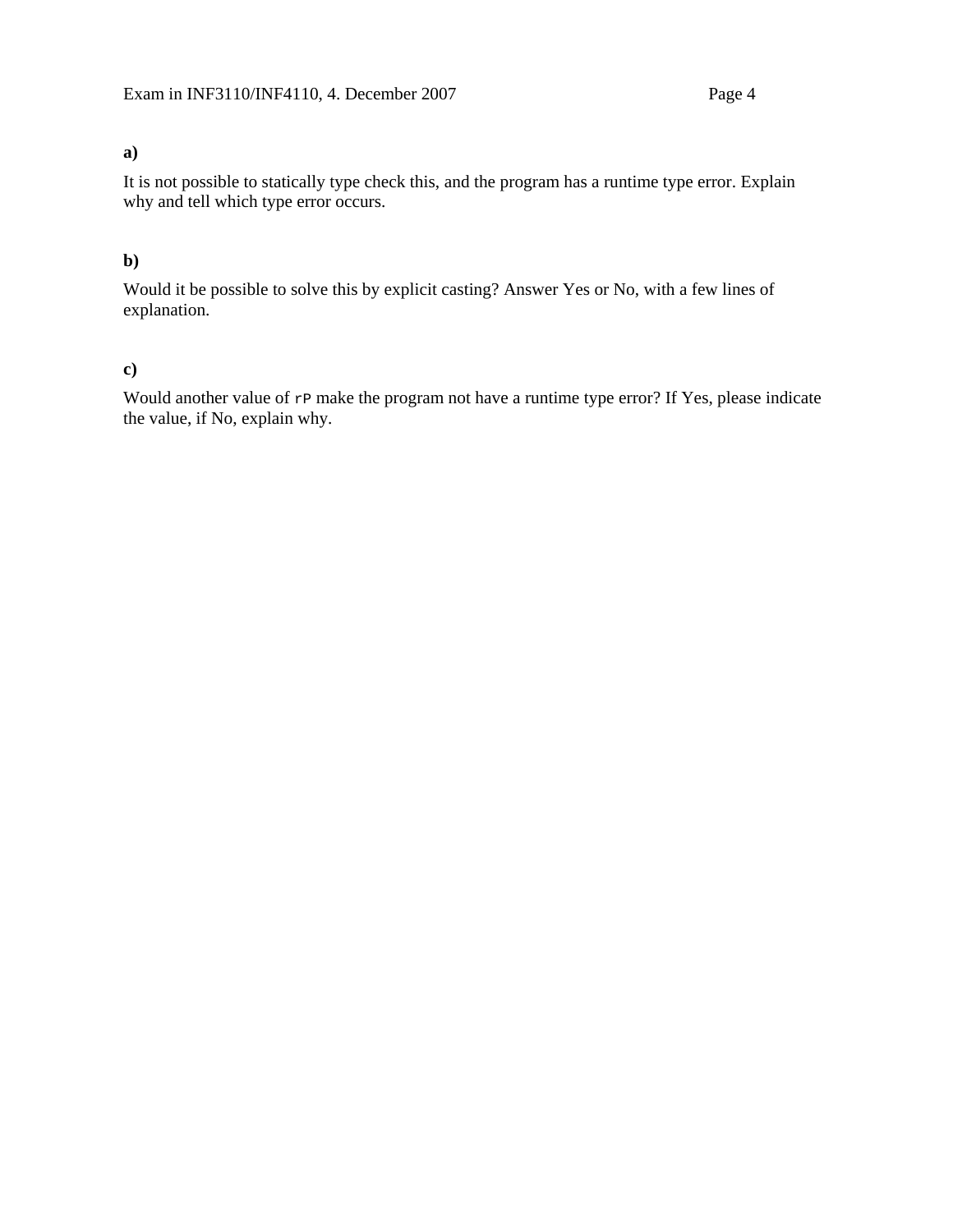**a)**

It is not possible to statically type check this, and the program has a runtime type error. Explain why and tell which type error occurs.

**b)**

Would it be possible to solve this by explicit casting? Answer Yes or No, with a few lines of explanation.

**c)**

Would another value of `rP` make the program not have a runtime type error? If Yes, please indicate the value, if No, explain why.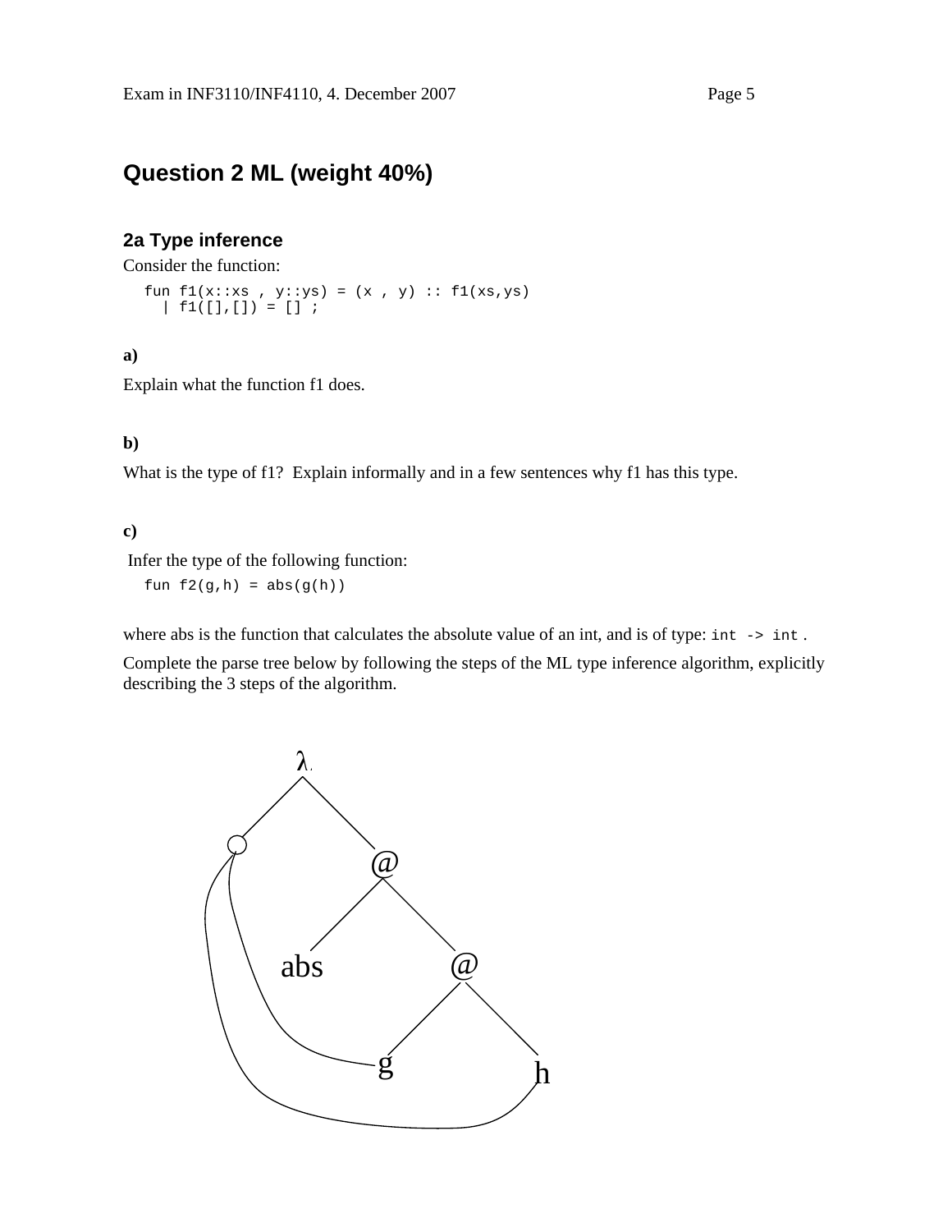## Question 2 ML (weight 40%)

### 2a Type inference

Consider the function:

```
fun f1(x::xs , y::ys) = (x , y) :: f1(xs,ys)
  | f1([],[]) = [] ;
```

**a)**

Explain what the function f1 does.

**b)**

What is the type of f1? Explain informally and in a few sentences why f1 has this type.

**c)**

Infer the type of the following function:

```
fun f2(g,h) = abs(g(h))
```

where abs is the function that calculates the absolute value of an int, and is of type: `int -> int` .

Complete the parse tree below by following the steps of the ML type inference algorithm, explicitly describing the 3 steps of the algorithm.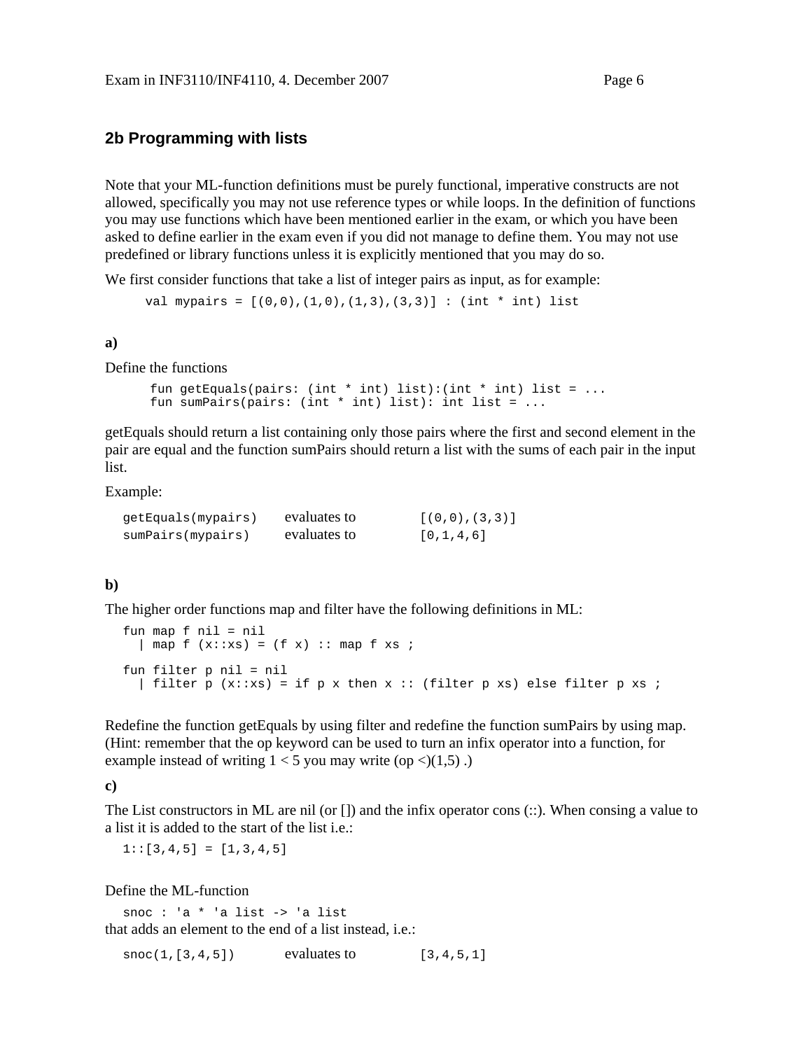## 2b Programming with lists

Note that your ML-function definitions must be purely functional, imperative constructs are not allowed, specifically you may not use reference types or while loops. In the definition of functions you may use functions which have been mentioned earlier in the exam, or which you have been asked to define earlier in the exam even if you did not manage to define them. You may not use predefined or library functions unless it is explicitly mentioned that you may do so.

We first consider functions that take a list of integer pairs as input, as for example:

```
val mypairs = [(0,0),(1,0),(1,3),(3,3)] : (int * int) list
```

**a)**

Define the functions

```
fun getEquals(pairs: (int * int) list):(int * int) list = ...
fun sumPairs(pairs: (int * int) list): int list = ...
```

getEquals should return a list containing only those pairs where the first and second element in the pair are equal and the function sumPairs should return a list with the sums of each pair in the input list.

Example:

| | | |
|---|---|---|
| `getEquals(mypairs)` | evaluates to | `[(0,0),(3,3)]` |
| `sumPairs(mypairs)` | evaluates to | `[0,1,4,6]` |

**b)**

The higher order functions map and filter have the following definitions in ML:

```
fun map f nil = nil
  | map f (x::xs) = (f x) :: map f xs ;

fun filter p nil = nil
  | filter p (x::xs) = if p x then x :: (filter p xs) else filter p xs ;
```

Redefine the function getEquals by using filter and redefine the function sumPairs by using map. (Hint: remember that the op keyword can be used to turn an infix operator into a function, for example instead of writing 1 < 5 you may write (op <)(1,5) .)

**c)**

The List constructors in ML are nil (or []) and the infix operator cons (::). When consing a value to a list it is added to the start of the list i.e.:

```
1::[3,4,5] = [1,3,4,5]
```

Define the ML-function

```
snoc : 'a * 'a list -> 'a list
```

that adds an element to the end of a list instead, i.e.:

| | | |
|---|---|---|
| `snoc(1,[3,4,5])` | evaluates to | `[3,4,5,1]` |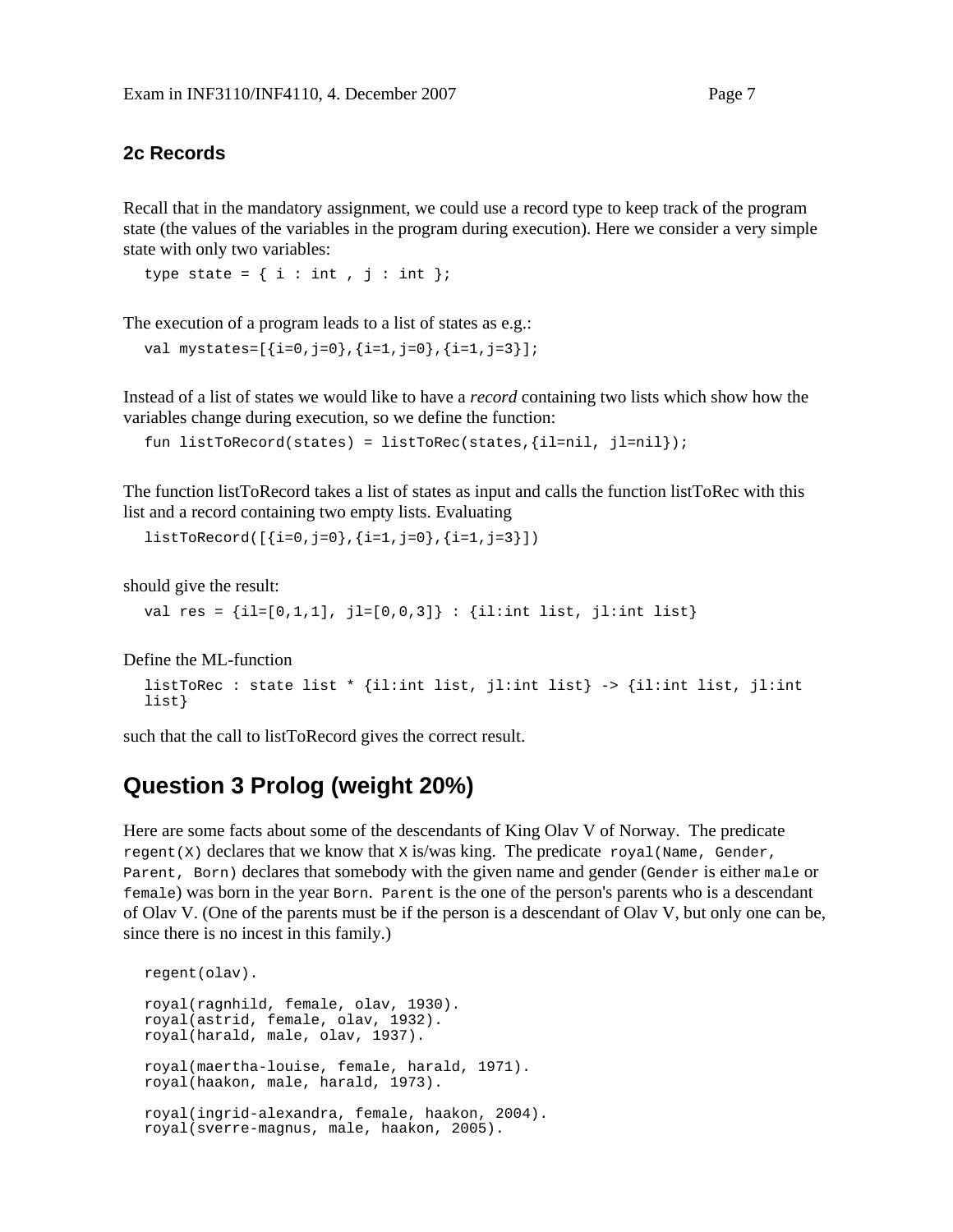### 2c Records

Recall that in the mandatory assignment, we could use a record type to keep track of the program state (the values of the variables in the program during execution). Here we consider a very simple state with only two variables:

```
type state = { i : int , j : int };
```

The execution of a program leads to a list of states as e.g.:

```
val mystates=[{i=0,j=0},{i=1,j=0},{i=1,j=3}];
```

Instead of a list of states we would like to have a *record* containing two lists which show how the variables change during execution, so we define the function:

```
fun listToRecord(states) = listToRec(states,{il=nil, jl=nil});
```

The function listToRecord takes a list of states as input and calls the function listToRec with this list and a record containing two empty lists. Evaluating

```
listToRecord([{i=0,j=0},{i=1,j=0},{i=1,j=3}])
```

should give the result:

```
val res = {il=[0,1,1], jl=[0,0,3]} : {il:int list, jl:int list}
```

Define the ML-function

```
listToRec : state list * {il:int list, jl:int list} -> {il:int list, jl:int
list}
```

such that the call to listToRecord gives the correct result.

## Question 3 Prolog (weight 20%)

Here are some facts about some of the descendants of King Olav V of Norway. The predicate `regent(X)` declares that we know that `X` is/was king. The predicate `royal(Name, Gender, Parent, Born)` declares that somebody with the given name and gender (`Gender` is either `male` or `female`) was born in the year `Born`. `Parent` is the one of the person's parents who is a descendant of Olav V. (One of the parents must be if the person is a descendant of Olav V, but only one can be, since there is no incest in this family.)

```
regent(olav).

royal(ragnhild, female, olav, 1930).
royal(astrid, female, olav, 1932).
royal(harald, male, olav, 1937).

royal(maertha-louise, female, harald, 1971).
royal(haakon, male, harald, 1973).

royal(ingrid-alexandra, female, haakon, 2004).
royal(sverre-magnus, male, haakon, 2005).
```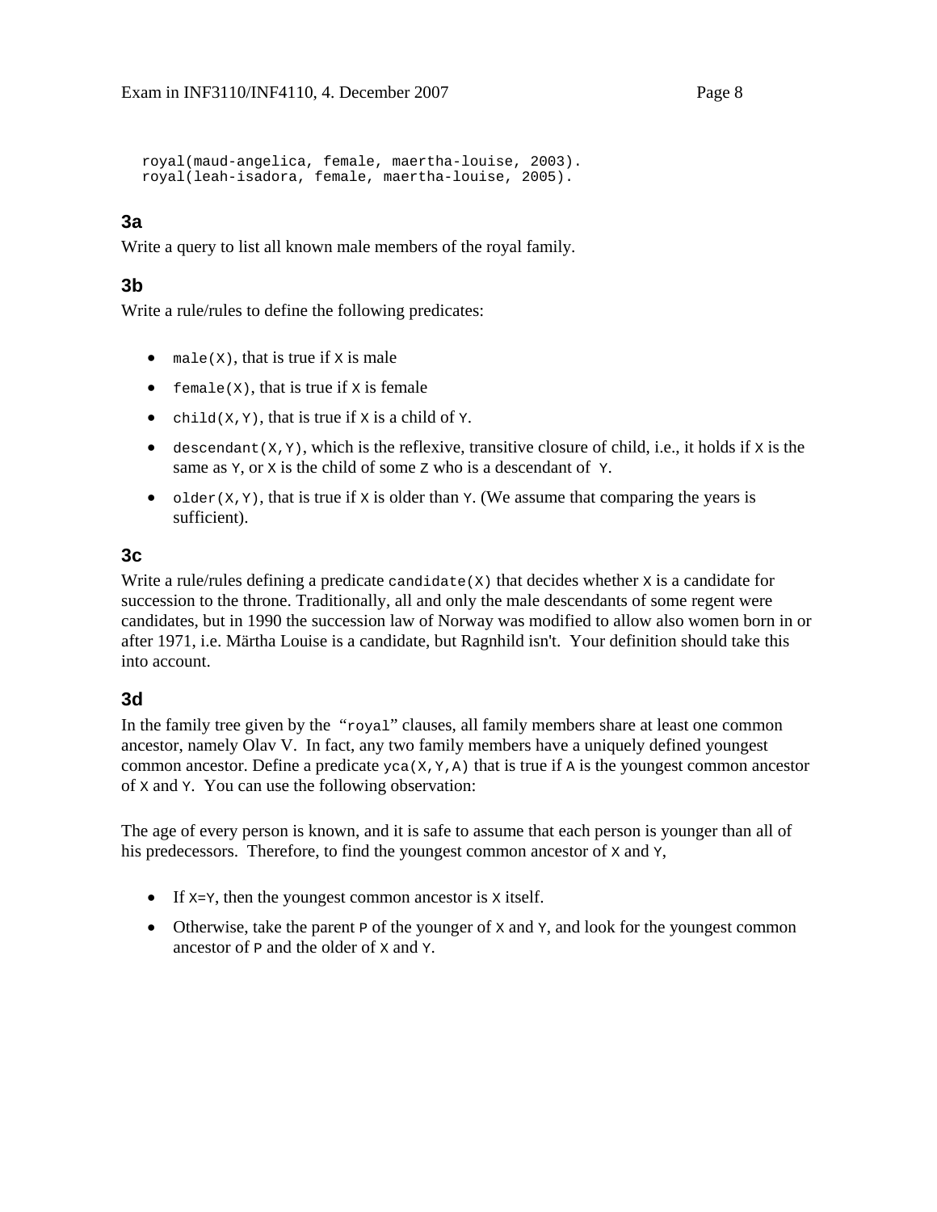```
royal(maud-angelica, female, maertha-louise, 2003).
royal(leah-isadora, female, maertha-louise, 2005).
```

### 3a

Write a query to list all known male members of the royal family.

### 3b

Write a rule/rules to define the following predicates:

- `male(X)`, that is true if `X` is male
- `female(X)`, that is true if `X` is female
- `child(X,Y)`, that is true if `X` is a child of `Y`.
- `descendant(X,Y)`, which is the reflexive, transitive closure of child, i.e., it holds if `X` is the same as `Y`, or `X` is the child of some `Z` who is a descendant of `Y`.
- `older(X,Y)`, that is true if `X` is older than `Y`. (We assume that comparing the years is sufficient).

### 3c

Write a rule/rules defining a predicate `candidate(X)` that decides whether `X` is a candidate for succession to the throne. Traditionally, all and only the male descendants of some regent were candidates, but in 1990 the succession law of Norway was modified to allow also women born in or after 1971, i.e. Märtha Louise is a candidate, but Ragnhild isn't. Your definition should take this into account.

### 3d

In the family tree given by the "`royal`" clauses, all family members share at least one common ancestor, namely Olav V. In fact, any two family members have a uniquely defined youngest common ancestor. Define a predicate `yca(X,Y,A)` that is true if `A` is the youngest common ancestor of `X` and `Y`. You can use the following observation:

The age of every person is known, and it is safe to assume that each person is younger than all of his predecessors. Therefore, to find the youngest common ancestor of `X` and `Y`,

- If `X=Y`, then the youngest common ancestor is `X` itself.
- Otherwise, take the parent `P` of the younger of `X` and `Y`, and look for the youngest common ancestor of `P` and the older of `X` and `Y`.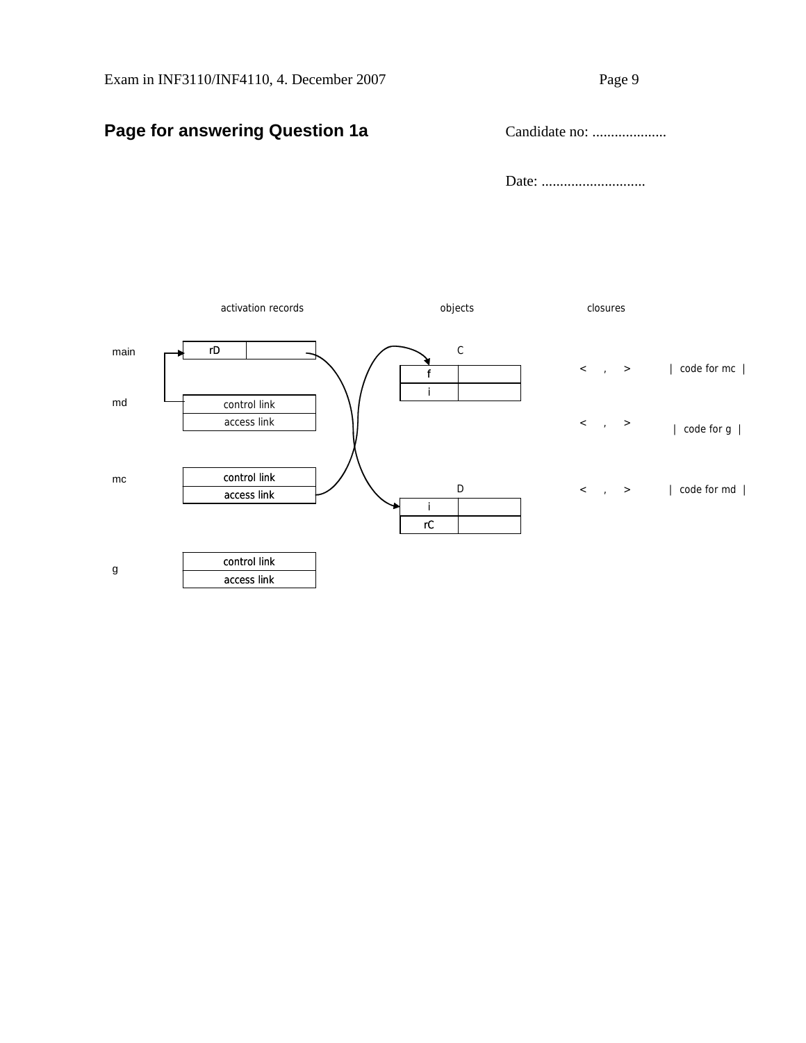## Page for answering Question 1a

Candidate no: ....................

Date: ............................

activation records | objects | closures

main

| rD | |
|---|---|

md

| control link |
|---|
| access link |

mc

| control link |
|---|
| access link |

g

| control link |
|---|
| access link |

C

| f | |
|---|---|
| i | |

D

| i | |
|---|---|
| rC | |

< , > | code for mc |

< , > | code for g |

< , > | code for md |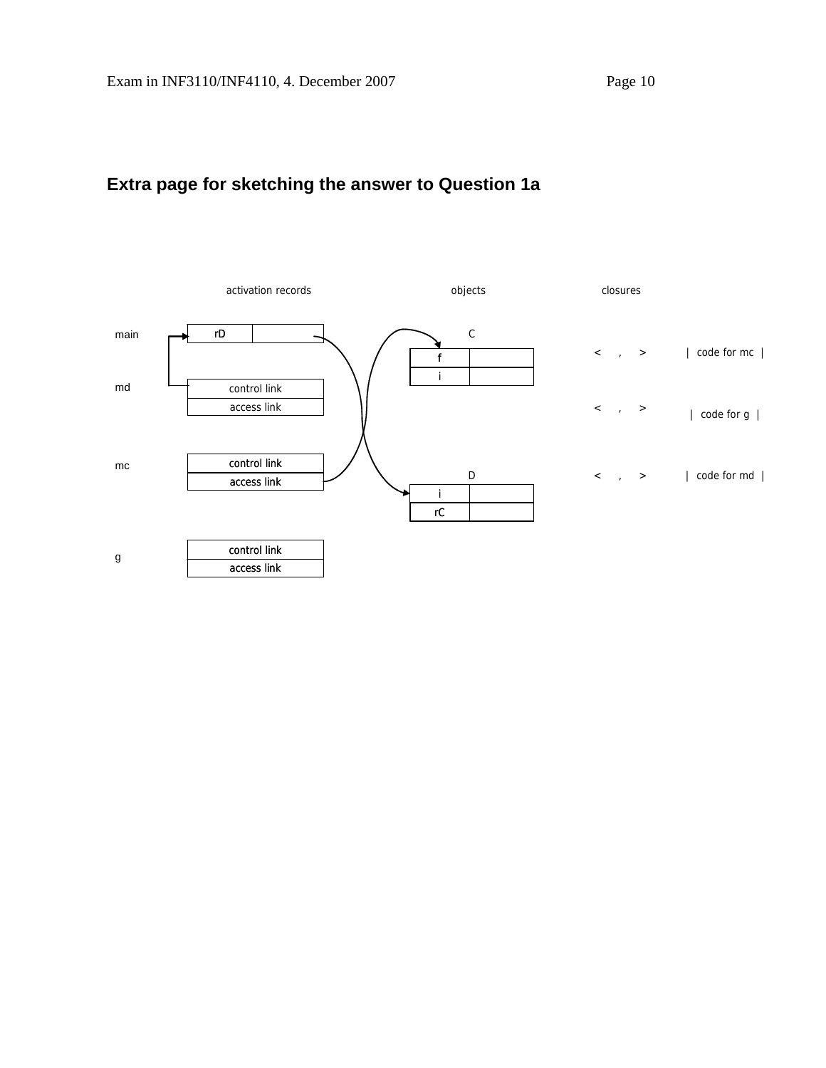## Extra page for sketching the answer to Question 1a

activation records

objects

closures

main

rD

md

control link

access link

mc

control link

access link

g

control link

access link

C

f

i

D

i

rC

< , > | code for mc |

< , > | code for g |

< , > | code for md |